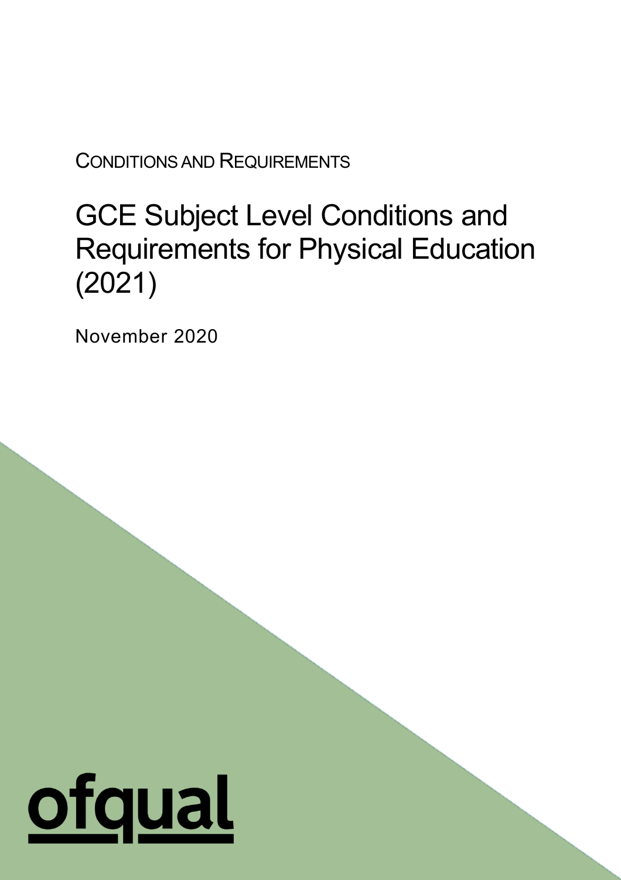CONDITIONS AND REQUIREMENTS

# GCE Subject Level Conditions and Requirements for Physical Education (2021)

November 2020

ofqual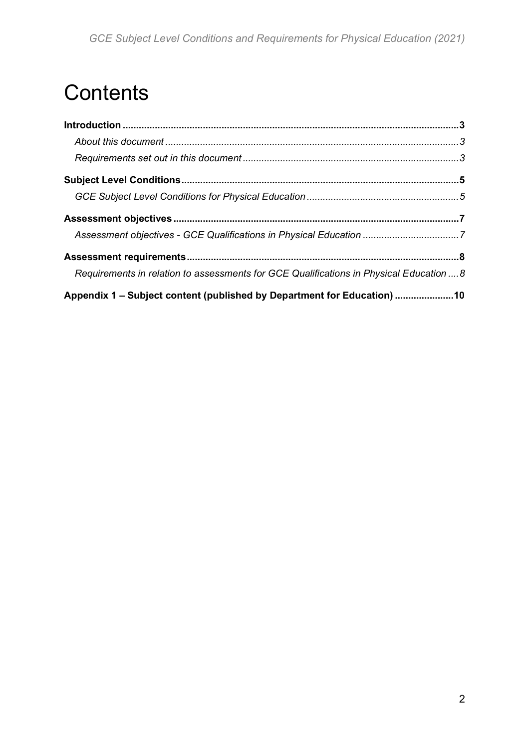# Contents

**Introduction ... 3**

*About this document ... 3*

*Requirements set out in this document ... 3*

**Subject Level Conditions ... 5**

*GCE Subject Level Conditions for Physical Education ... 5*

**Assessment objectives ... 7**

*Assessment objectives - GCE Qualifications in Physical Education ... 7*

**Assessment requirements ... 8**

*Requirements in relation to assessments for GCE Qualifications in Physical Education ... 8*

**Appendix 1 – Subject content (published by Department for Education) ... 10**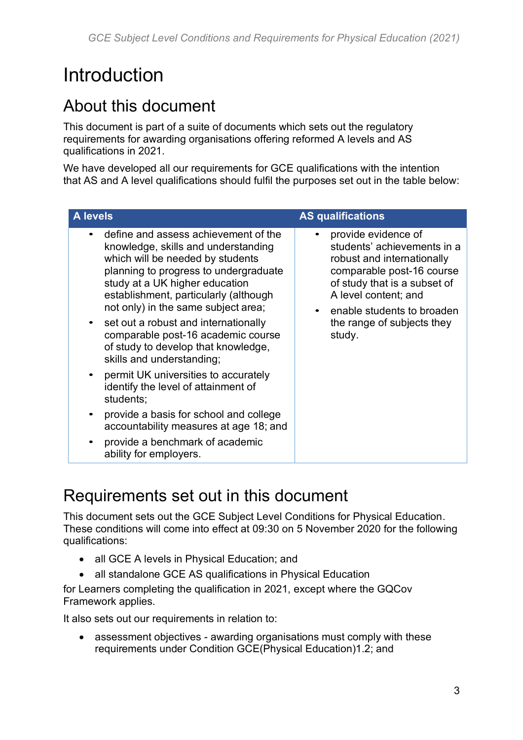# Introduction

## About this document

This document is part of a suite of documents which sets out the regulatory requirements for awarding organisations offering reformed A levels and AS qualifications in 2021.

We have developed all our requirements for GCE qualifications with the intention that AS and A level qualifications should fulfil the purposes set out in the table below:

| A levels | AS qualifications |
|---|---|
| • define and assess achievement of the knowledge, skills and understanding which will be needed by students planning to progress to undergraduate study at a UK higher education establishment, particularly (although not only) in the same subject area;<br>• set out a robust and internationally comparable post-16 academic course of study to develop that knowledge, skills and understanding;<br>• permit UK universities to accurately identify the level of attainment of students;<br>• provide a basis for school and college accountability measures at age 18; and<br>• provide a benchmark of academic ability for employers. | • provide evidence of students' achievements in a robust and internationally comparable post-16 course of study that is a subset of A level content; and<br>• enable students to broaden the range of subjects they study. |

## Requirements set out in this document

This document sets out the GCE Subject Level Conditions for Physical Education. These conditions will come into effect at 09:30 on 5 November 2020 for the following qualifications:

- all GCE A levels in Physical Education; and
- all standalone GCE AS qualifications in Physical Education

for Learners completing the qualification in 2021, except where the GQCov Framework applies.

It also sets out our requirements in relation to:

- assessment objectives - awarding organisations must comply with these requirements under Condition GCE(Physical Education)1.2; and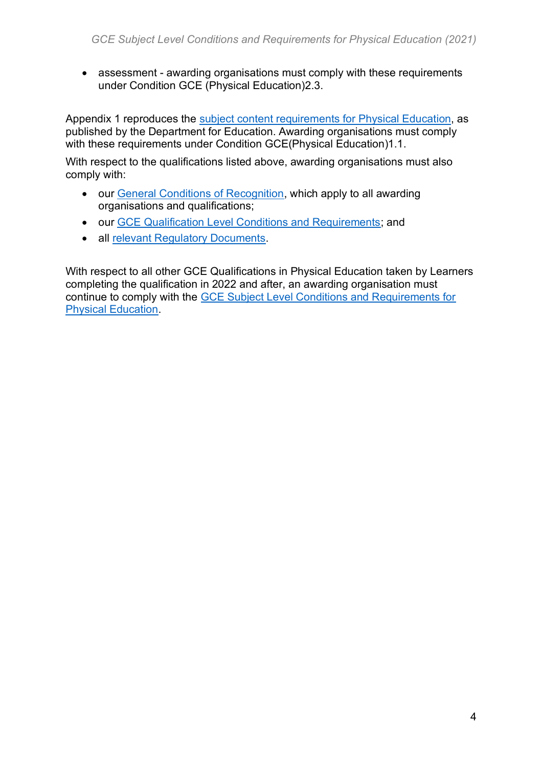- assessment - awarding organisations must comply with these requirements under Condition GCE (Physical Education)2.3.

Appendix 1 reproduces the subject content requirements for Physical Education, as published by the Department for Education. Awarding organisations must comply with these requirements under Condition GCE(Physical Education)1.1.

With respect to the qualifications listed above, awarding organisations must also comply with:

- our General Conditions of Recognition, which apply to all awarding organisations and qualifications;
- our GCE Qualification Level Conditions and Requirements; and
- all relevant Regulatory Documents.

With respect to all other GCE Qualifications in Physical Education taken by Learners completing the qualification in 2022 and after, an awarding organisation must continue to comply with the GCE Subject Level Conditions and Requirements for Physical Education.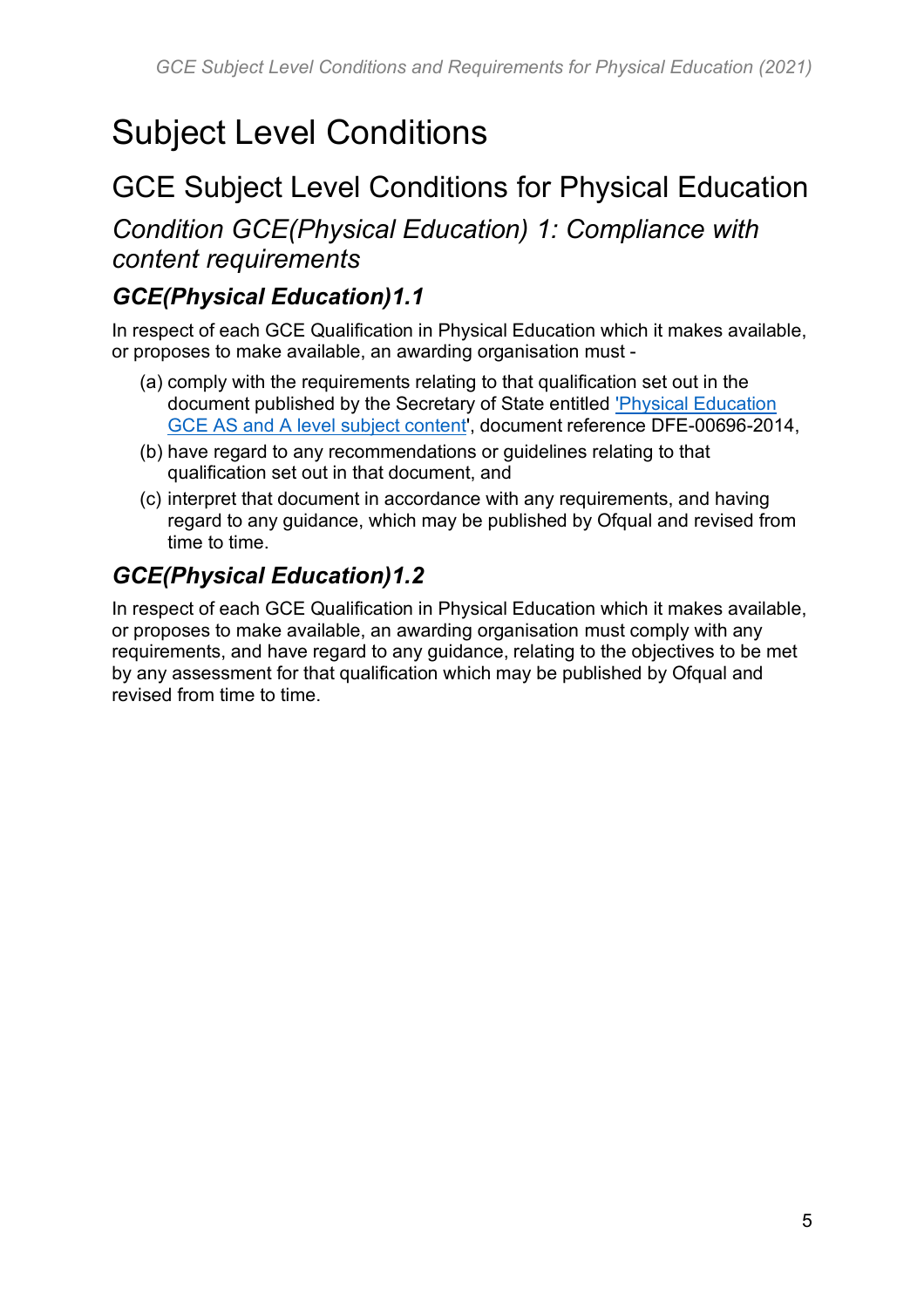# Subject Level Conditions

## GCE Subject Level Conditions for Physical Education

### *Condition GCE(Physical Education) 1: Compliance with content requirements*

#### ***GCE(Physical Education)1.1***

In respect of each GCE Qualification in Physical Education which it makes available, or proposes to make available, an awarding organisation must -

(a) comply with the requirements relating to that qualification set out in the document published by the Secretary of State entitled 'Physical Education GCE AS and A level subject content', document reference DFE-00696-2014,

(b) have regard to any recommendations or guidelines relating to that qualification set out in that document, and

(c) interpret that document in accordance with any requirements, and having regard to any guidance, which may be published by Ofqual and revised from time to time.

#### ***GCE(Physical Education)1.2***

In respect of each GCE Qualification in Physical Education which it makes available, or proposes to make available, an awarding organisation must comply with any requirements, and have regard to any guidance, relating to the objectives to be met by any assessment for that qualification which may be published by Ofqual and revised from time to time.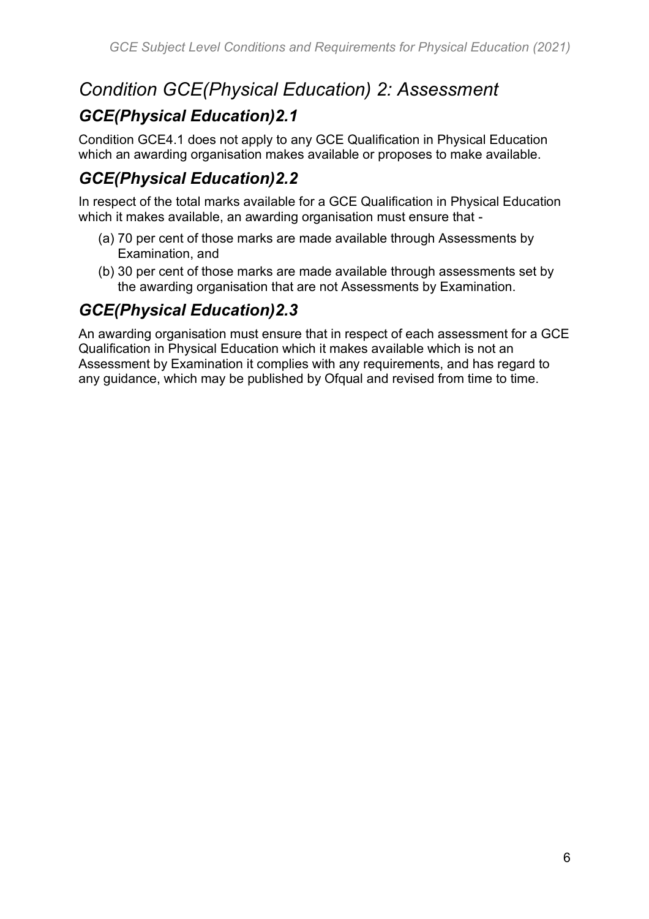# *Condition GCE(Physical Education) 2: Assessment*

## *GCE(Physical Education)2.1*

Condition GCE4.1 does not apply to any GCE Qualification in Physical Education which an awarding organisation makes available or proposes to make available.

## *GCE(Physical Education)2.2*

In respect of the total marks available for a GCE Qualification in Physical Education which it makes available, an awarding organisation must ensure that -

(a) 70 per cent of those marks are made available through Assessments by Examination, and

(b) 30 per cent of those marks are made available through assessments set by the awarding organisation that are not Assessments by Examination.

## *GCE(Physical Education)2.3*

An awarding organisation must ensure that in respect of each assessment for a GCE Qualification in Physical Education which it makes available which is not an Assessment by Examination it complies with any requirements, and has regard to any guidance, which may be published by Ofqual and revised from time to time.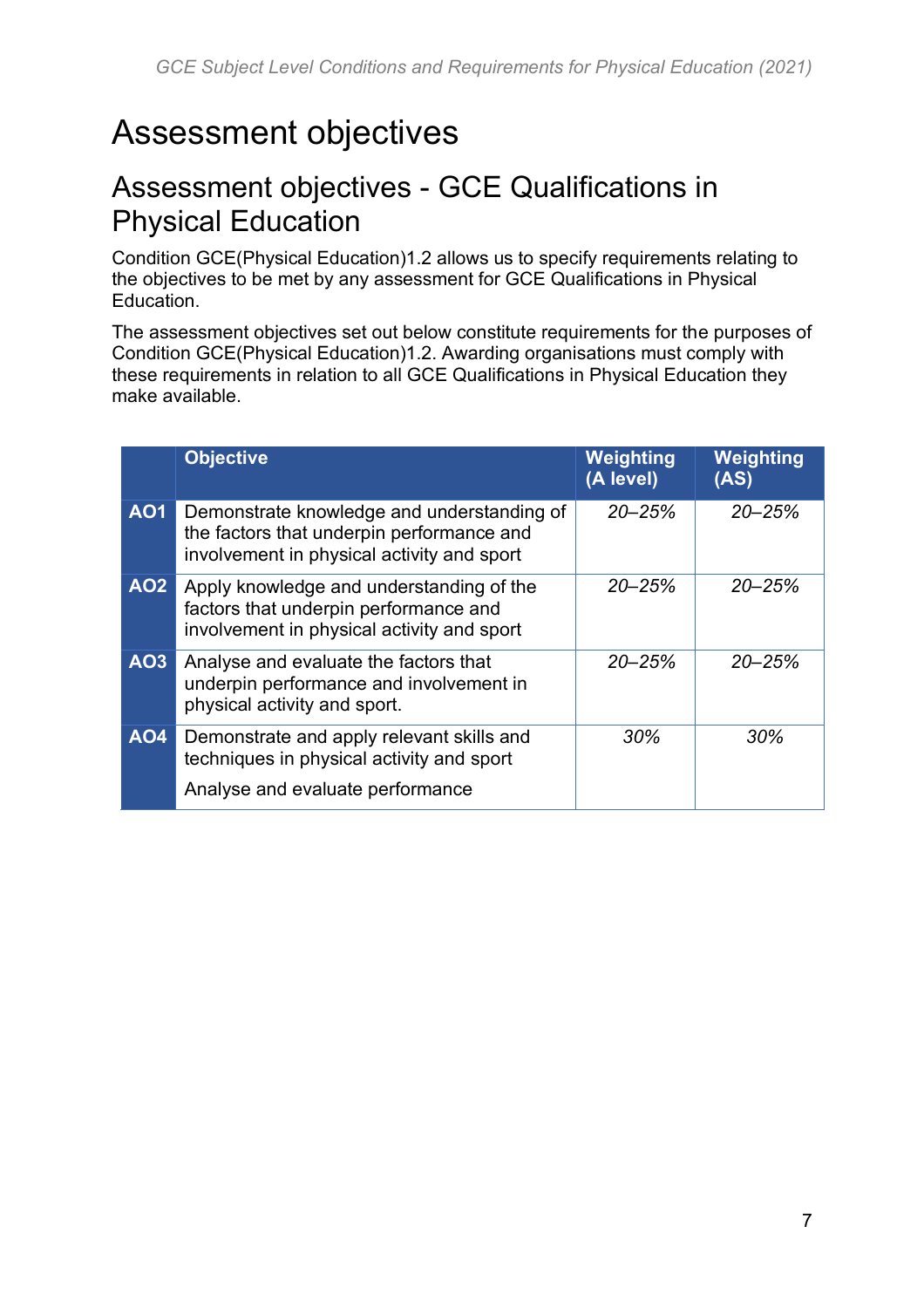# Assessment objectives

## Assessment objectives - GCE Qualifications in Physical Education

Condition GCE(Physical Education)1.2 allows us to specify requirements relating to the objectives to be met by any assessment for GCE Qualifications in Physical Education.

The assessment objectives set out below constitute requirements for the purposes of Condition GCE(Physical Education)1.2. Awarding organisations must comply with these requirements in relation to all GCE Qualifications in Physical Education they make available.

| | Objective | Weighting (A level) | Weighting (AS) |
|---|---|---|---|
| **AO1** | Demonstrate knowledge and understanding of the factors that underpin performance and involvement in physical activity and sport | *20–25%* | *20–25%* |
| **AO2** | Apply knowledge and understanding of the factors that underpin performance and involvement in physical activity and sport | *20–25%* | *20–25%* |
| **AO3** | Analyse and evaluate the factors that underpin performance and involvement in physical activity and sport. | *20–25%* | *20–25%* |
| **AO4** | Demonstrate and apply relevant skills and techniques in physical activity and sport<br><br>Analyse and evaluate performance | *30%* | *30%* |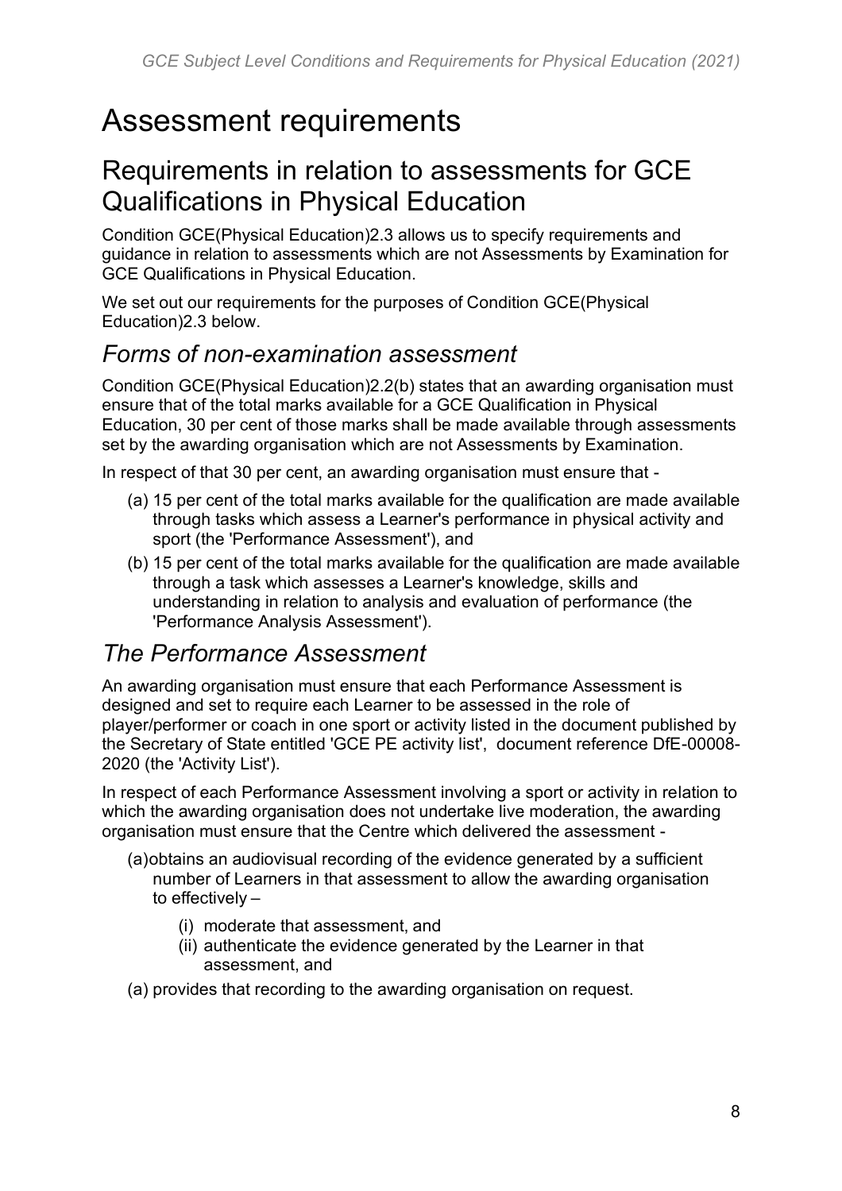# Assessment requirements

## Requirements in relation to assessments for GCE Qualifications in Physical Education

Condition GCE(Physical Education)2.3 allows us to specify requirements and guidance in relation to assessments which are not Assessments by Examination for GCE Qualifications in Physical Education.

We set out our requirements for the purposes of Condition GCE(Physical Education)2.3 below.

### *Forms of non-examination assessment*

Condition GCE(Physical Education)2.2(b) states that an awarding organisation must ensure that of the total marks available for a GCE Qualification in Physical Education, 30 per cent of those marks shall be made available through assessments set by the awarding organisation which are not Assessments by Examination.

In respect of that 30 per cent, an awarding organisation must ensure that -

(a) 15 per cent of the total marks available for the qualification are made available through tasks which assess a Learner's performance in physical activity and sport (the 'Performance Assessment'), and

(b) 15 per cent of the total marks available for the qualification are made available through a task which assesses a Learner's knowledge, skills and understanding in relation to analysis and evaluation of performance (the 'Performance Analysis Assessment').

### *The Performance Assessment*

An awarding organisation must ensure that each Performance Assessment is designed and set to require each Learner to be assessed in the role of player/performer or coach in one sport or activity listed in the document published by the Secretary of State entitled 'GCE PE activity list', document reference DfE-00008-2020 (the 'Activity List').

In respect of each Performance Assessment involving a sport or activity in relation to which the awarding organisation does not undertake live moderation, the awarding organisation must ensure that the Centre which delivered the assessment -

(a) obtains an audiovisual recording of the evidence generated by a sufficient number of Learners in that assessment to allow the awarding organisation to effectively –

- (i) moderate that assessment, and
- (ii) authenticate the evidence generated by the Learner in that assessment, and

(a) provides that recording to the awarding organisation on request.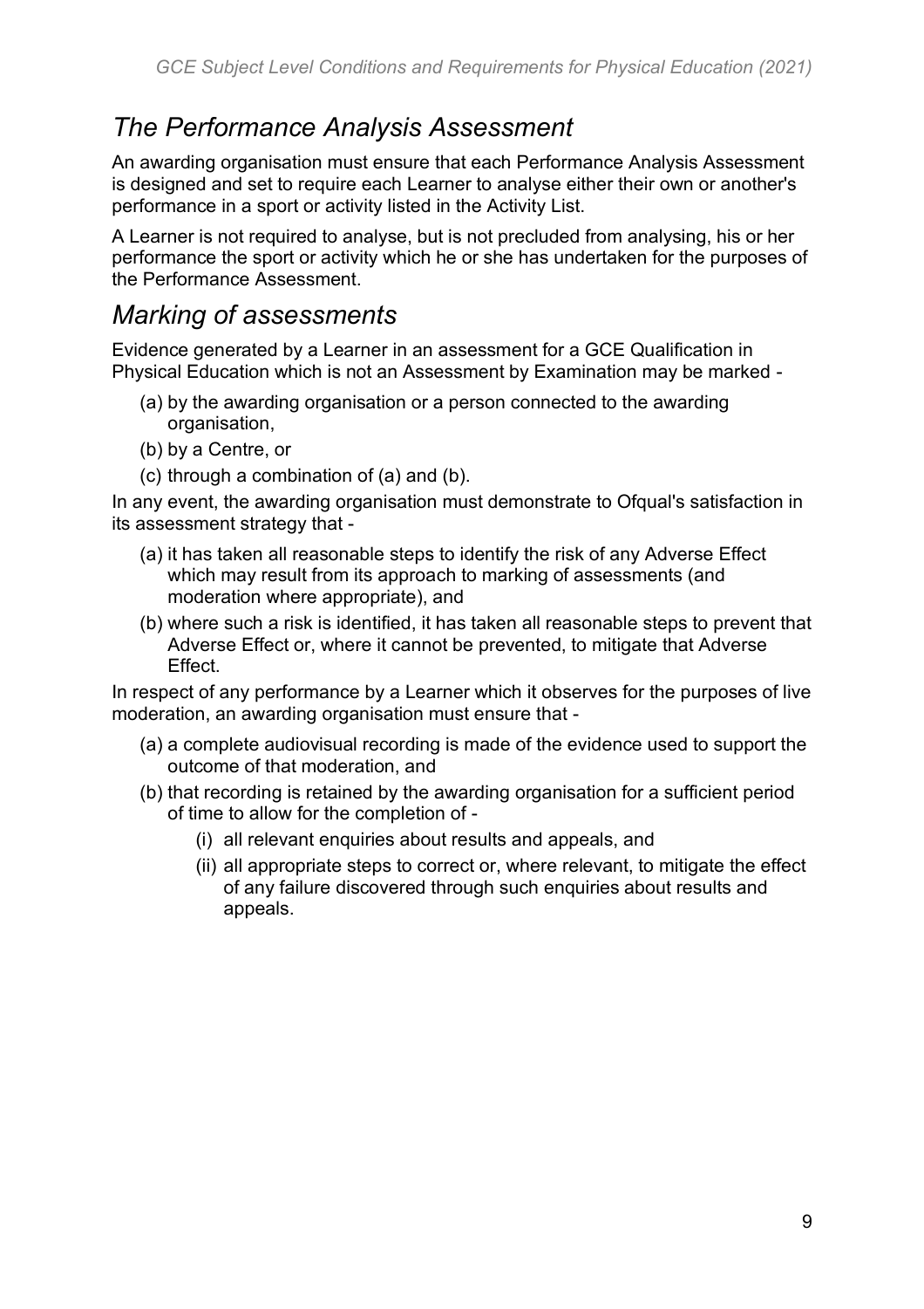## *The Performance Analysis Assessment*

An awarding organisation must ensure that each Performance Analysis Assessment is designed and set to require each Learner to analyse either their own or another's performance in a sport or activity listed in the Activity List.

A Learner is not required to analyse, but is not precluded from analysing, his or her performance the sport or activity which he or she has undertaken for the purposes of the Performance Assessment.

## *Marking of assessments*

Evidence generated by a Learner in an assessment for a GCE Qualification in Physical Education which is not an Assessment by Examination may be marked -

- (a) by the awarding organisation or a person connected to the awarding organisation,
- (b) by a Centre, or
- (c) through a combination of (a) and (b).

In any event, the awarding organisation must demonstrate to Ofqual's satisfaction in its assessment strategy that -

- (a) it has taken all reasonable steps to identify the risk of any Adverse Effect which may result from its approach to marking of assessments (and moderation where appropriate), and
- (b) where such a risk is identified, it has taken all reasonable steps to prevent that Adverse Effect or, where it cannot be prevented, to mitigate that Adverse Effect.

In respect of any performance by a Learner which it observes for the purposes of live moderation, an awarding organisation must ensure that -

- (a) a complete audiovisual recording is made of the evidence used to support the outcome of that moderation, and
- (b) that recording is retained by the awarding organisation for a sufficient period of time to allow for the completion of -
  - (i) all relevant enquiries about results and appeals, and
  - (ii) all appropriate steps to correct or, where relevant, to mitigate the effect of any failure discovered through such enquiries about results and appeals.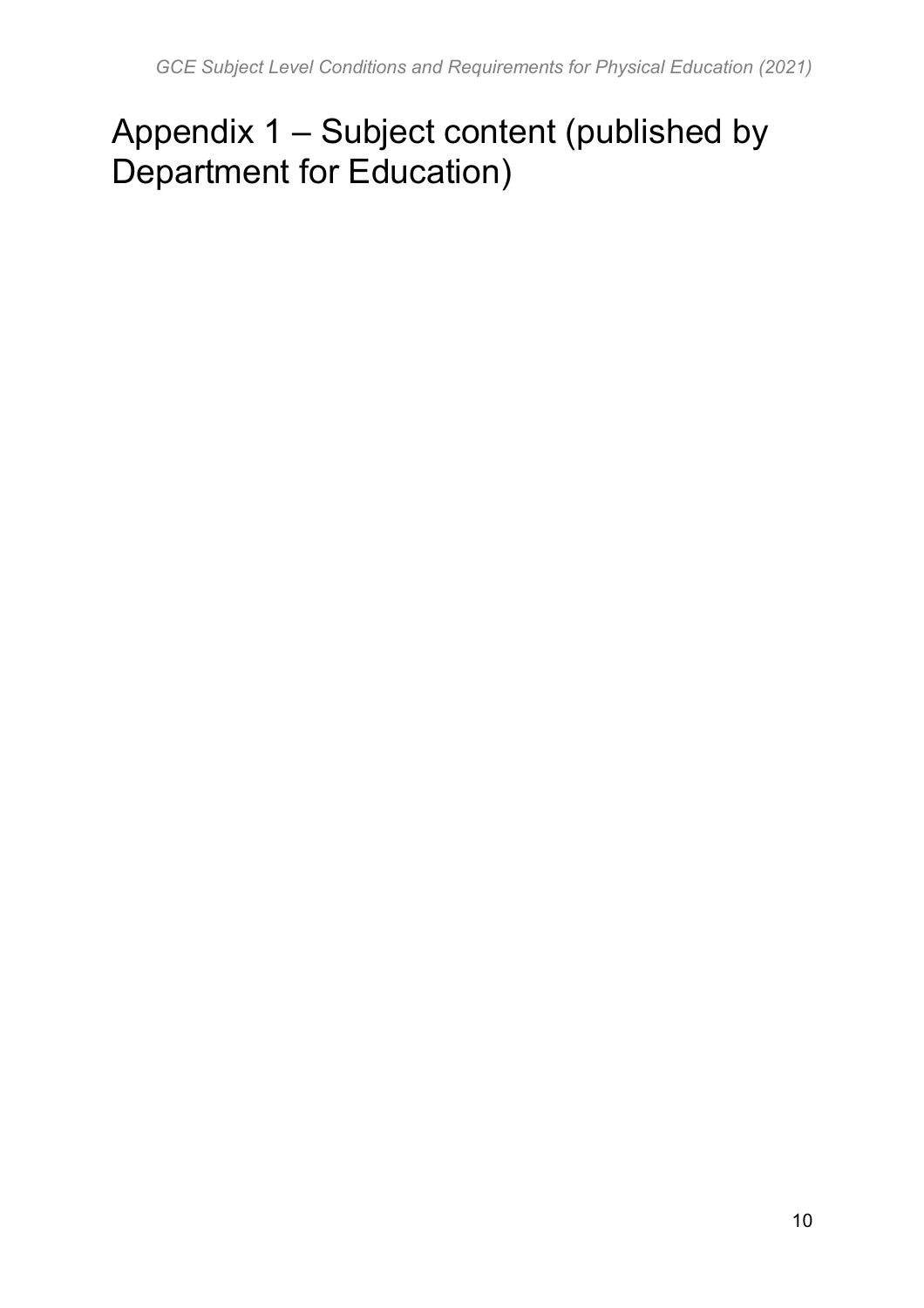# Appendix 1 – Subject content (published by Department for Education)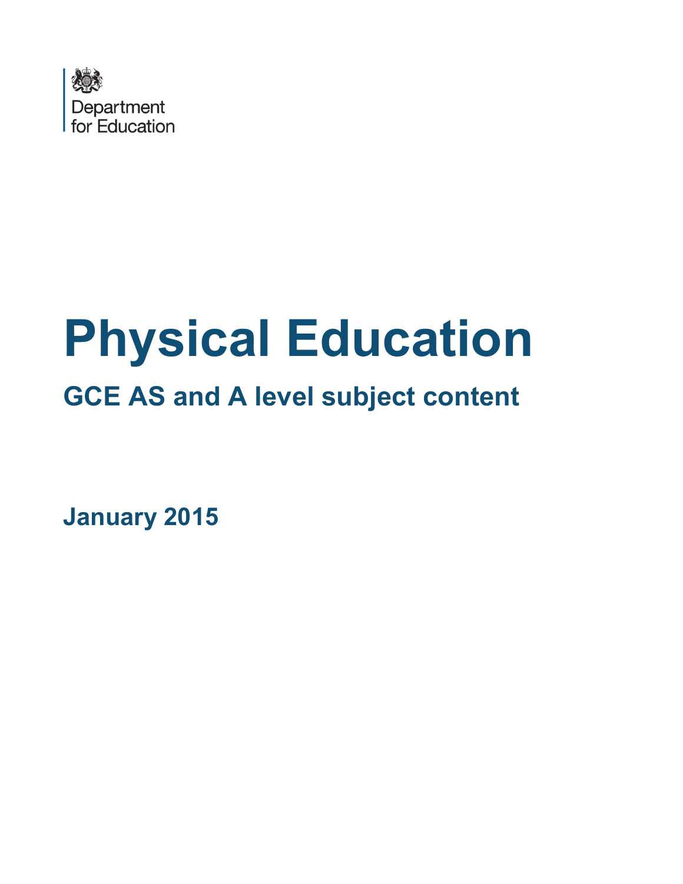Department for Education

# Physical Education

## GCE AS and A level subject content

**January 2015**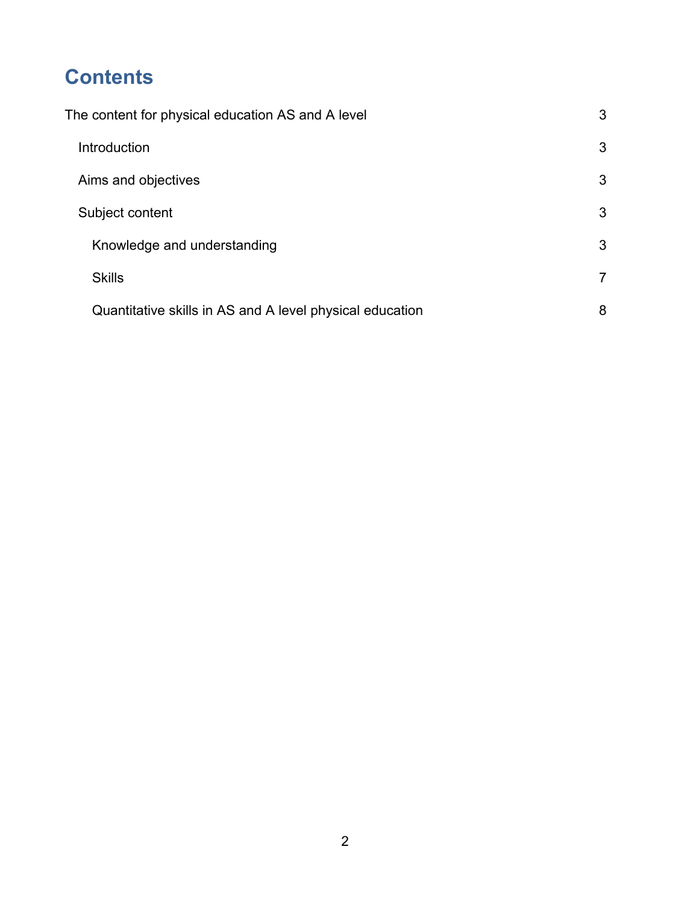# Contents

The content for physical education AS and A level 3

Introduction 3

Aims and objectives 3

Subject content 3

Knowledge and understanding 3

Skills 7

Quantitative skills in AS and A level physical education 8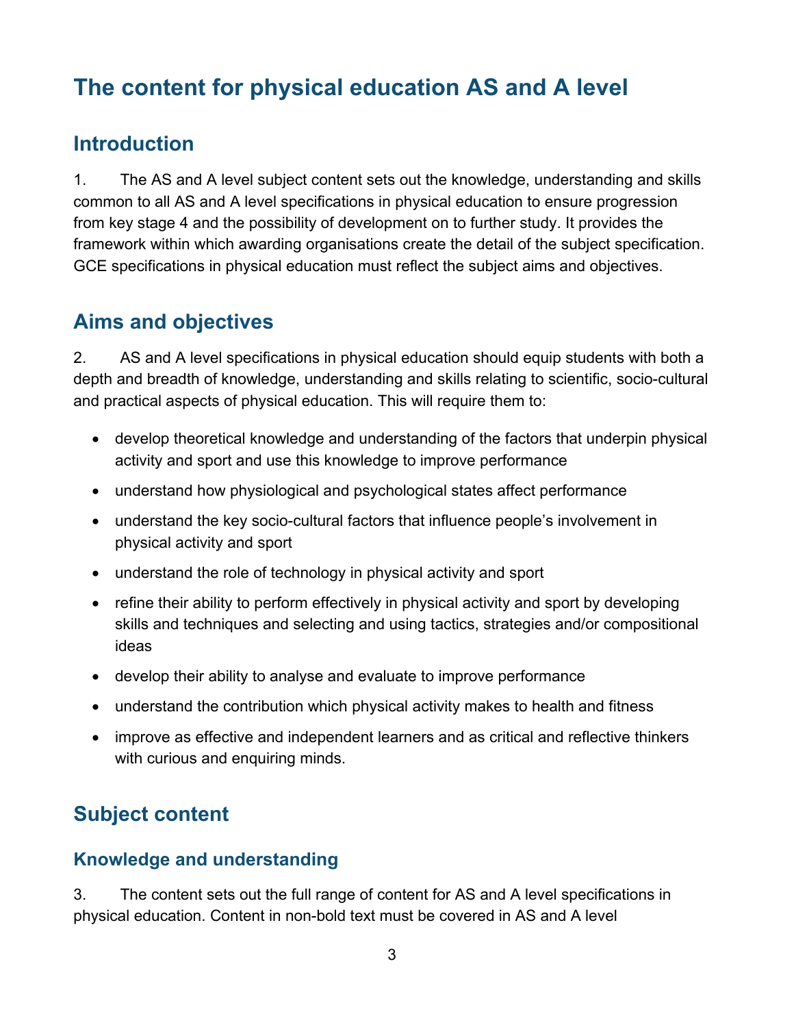# The content for physical education AS and A level

## Introduction

1. The AS and A level subject content sets out the knowledge, understanding and skills common to all AS and A level specifications in physical education to ensure progression from key stage 4 and the possibility of development on to further study. It provides the framework within which awarding organisations create the detail of the subject specification. GCE specifications in physical education must reflect the subject aims and objectives.

## Aims and objectives

2. AS and A level specifications in physical education should equip students with both a depth and breadth of knowledge, understanding and skills relating to scientific, socio-cultural and practical aspects of physical education. This will require them to:

- develop theoretical knowledge and understanding of the factors that underpin physical activity and sport and use this knowledge to improve performance
- understand how physiological and psychological states affect performance
- understand the key socio-cultural factors that influence people's involvement in physical activity and sport
- understand the role of technology in physical activity and sport
- refine their ability to perform effectively in physical activity and sport by developing skills and techniques and selecting and using tactics, strategies and/or compositional ideas
- develop their ability to analyse and evaluate to improve performance
- understand the contribution which physical activity makes to health and fitness
- improve as effective and independent learners and as critical and reflective thinkers with curious and enquiring minds.

## Subject content

### Knowledge and understanding

3. The content sets out the full range of content for AS and A level specifications in physical education. Content in non-bold text must be covered in AS and A level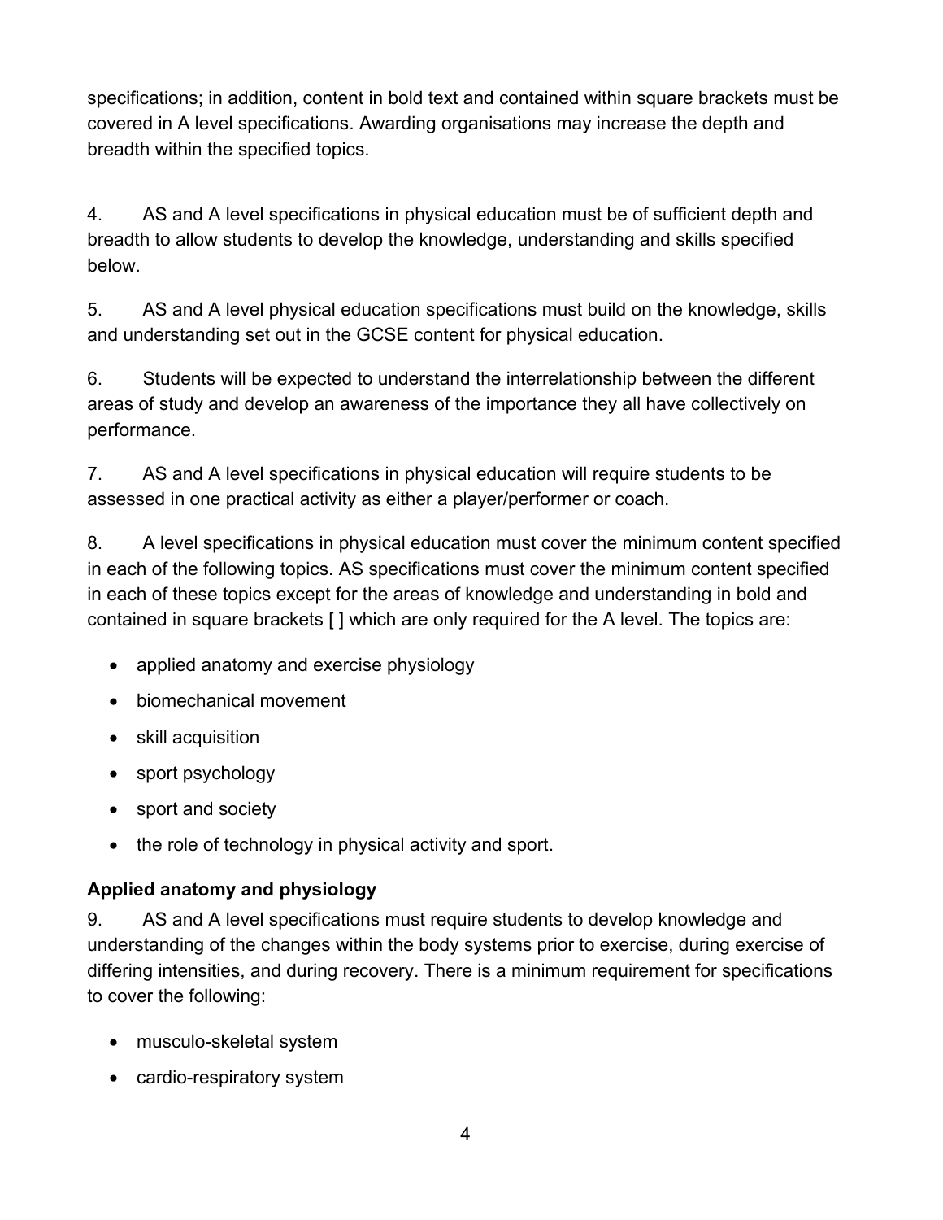specifications; in addition, content in bold text and contained within square brackets must be covered in A level specifications. Awarding organisations may increase the depth and breadth within the specified topics.

4. AS and A level specifications in physical education must be of sufficient depth and breadth to allow students to develop the knowledge, understanding and skills specified below.

5. AS and A level physical education specifications must build on the knowledge, skills and understanding set out in the GCSE content for physical education.

6. Students will be expected to understand the interrelationship between the different areas of study and develop an awareness of the importance they all have collectively on performance.

7. AS and A level specifications in physical education will require students to be assessed in one practical activity as either a player/performer or coach.

8. A level specifications in physical education must cover the minimum content specified in each of the following topics. AS specifications must cover the minimum content specified in each of these topics except for the areas of knowledge and understanding in bold and contained in square brackets [ ] which are only required for the A level. The topics are:

- applied anatomy and exercise physiology
- biomechanical movement
- skill acquisition
- sport psychology
- sport and society
- the role of technology in physical activity and sport.

**Applied anatomy and physiology**

9. AS and A level specifications must require students to develop knowledge and understanding of the changes within the body systems prior to exercise, during exercise of differing intensities, and during recovery. There is a minimum requirement for specifications to cover the following:

- musculo-skeletal system
- cardio-respiratory system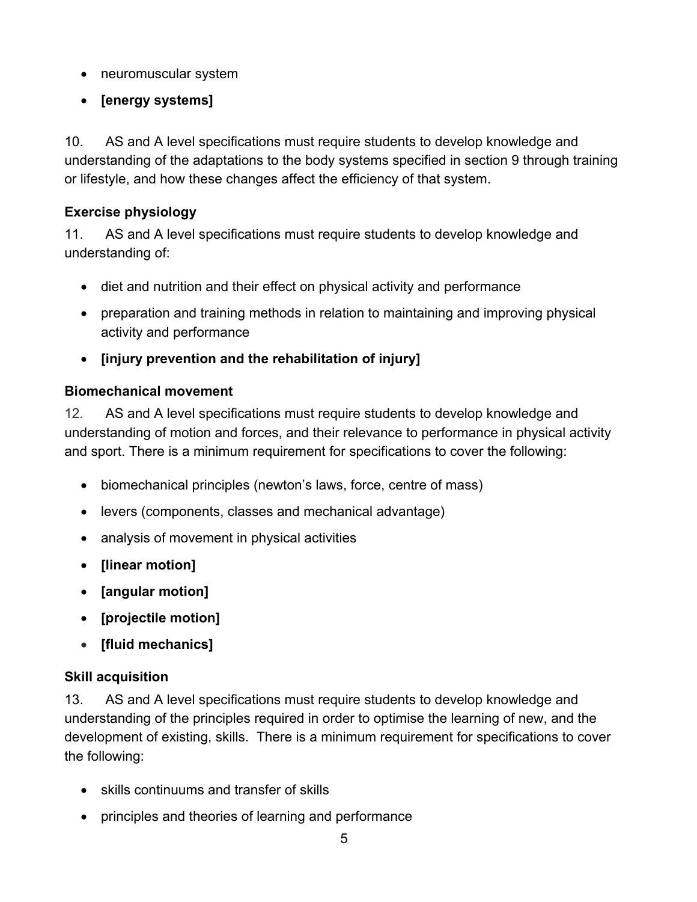- neuromuscular system
- **[energy systems]**

10. AS and A level specifications must require students to develop knowledge and understanding of the adaptations to the body systems specified in section 9 through training or lifestyle, and how these changes affect the efficiency of that system.

**Exercise physiology**

11. AS and A level specifications must require students to develop knowledge and understanding of:

- diet and nutrition and their effect on physical activity and performance
- preparation and training methods in relation to maintaining and improving physical activity and performance
- **[injury prevention and the rehabilitation of injury]**

**Biomechanical movement**

12. AS and A level specifications must require students to develop knowledge and understanding of motion and forces, and their relevance to performance in physical activity and sport. There is a minimum requirement for specifications to cover the following:

- biomechanical principles (newton's laws, force, centre of mass)
- levers (components, classes and mechanical advantage)
- analysis of movement in physical activities
- **[linear motion]**
- **[angular motion]**
- **[projectile motion]**
- **[fluid mechanics]**

**Skill acquisition**

13. AS and A level specifications must require students to develop knowledge and understanding of the principles required in order to optimise the learning of new, and the development of existing, skills. There is a minimum requirement for specifications to cover the following:

- skills continuums and transfer of skills
- principles and theories of learning and performance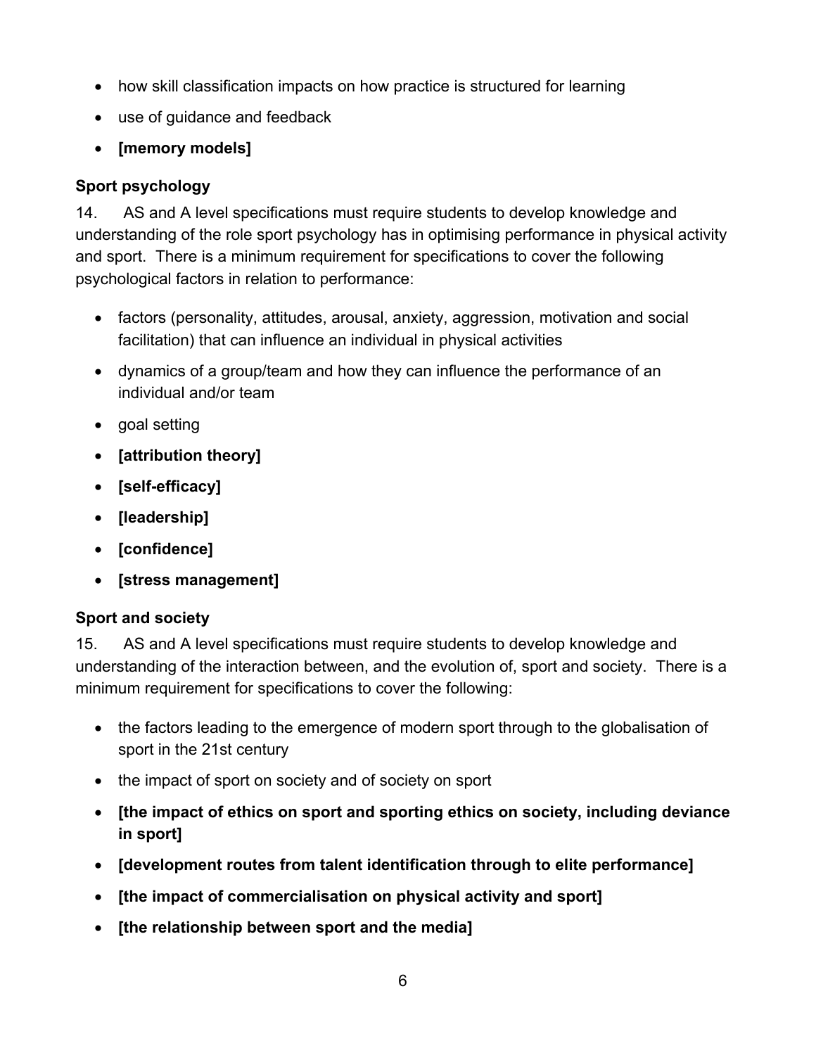- how skill classification impacts on how practice is structured for learning
- use of guidance and feedback
- **[memory models]**

### Sport psychology

14. AS and A level specifications must require students to develop knowledge and understanding of the role sport psychology has in optimising performance in physical activity and sport. There is a minimum requirement for specifications to cover the following psychological factors in relation to performance:

- factors (personality, attitudes, arousal, anxiety, aggression, motivation and social facilitation) that can influence an individual in physical activities
- dynamics of a group/team and how they can influence the performance of an individual and/or team
- goal setting
- **[attribution theory]**
- **[self-efficacy]**
- **[leadership]**
- **[confidence]**
- **[stress management]**

### Sport and society

15. AS and A level specifications must require students to develop knowledge and understanding of the interaction between, and the evolution of, sport and society. There is a minimum requirement for specifications to cover the following:

- the factors leading to the emergence of modern sport through to the globalisation of sport in the 21st century
- the impact of sport on society and of society on sport
- **[the impact of ethics on sport and sporting ethics on society, including deviance in sport]**
- **[development routes from talent identification through to elite performance]**
- **[the impact of commercialisation on physical activity and sport]**
- **[the relationship between sport and the media]**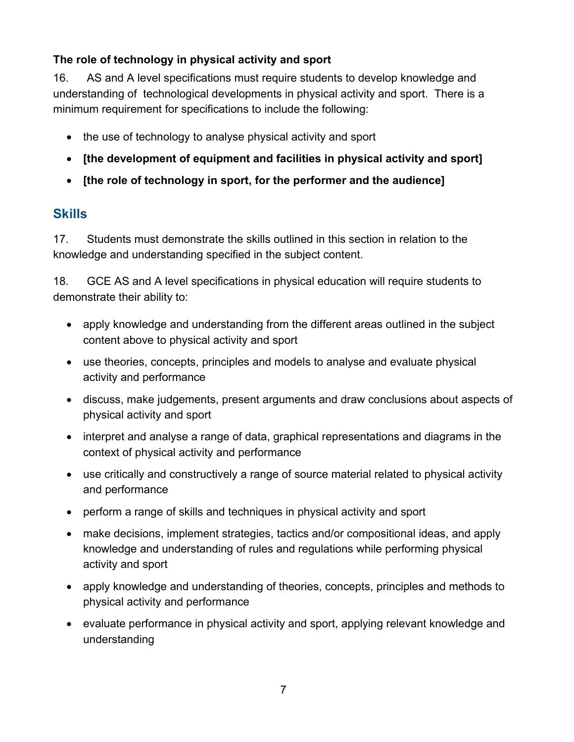**The role of technology in physical activity and sport**

16. AS and A level specifications must require students to develop knowledge and understanding of technological developments in physical activity and sport. There is a minimum requirement for specifications to include the following:

- the use of technology to analyse physical activity and sport
- **[the development of equipment and facilities in physical activity and sport]**
- **[the role of technology in sport, for the performer and the audience]**

## Skills

17. Students must demonstrate the skills outlined in this section in relation to the knowledge and understanding specified in the subject content.

18. GCE AS and A level specifications in physical education will require students to demonstrate their ability to:

- apply knowledge and understanding from the different areas outlined in the subject content above to physical activity and sport
- use theories, concepts, principles and models to analyse and evaluate physical activity and performance
- discuss, make judgements, present arguments and draw conclusions about aspects of physical activity and sport
- interpret and analyse a range of data, graphical representations and diagrams in the context of physical activity and performance
- use critically and constructively a range of source material related to physical activity and performance
- perform a range of skills and techniques in physical activity and sport
- make decisions, implement strategies, tactics and/or compositional ideas, and apply knowledge and understanding of rules and regulations while performing physical activity and sport
- apply knowledge and understanding of theories, concepts, principles and methods to physical activity and performance
- evaluate performance in physical activity and sport, applying relevant knowledge and understanding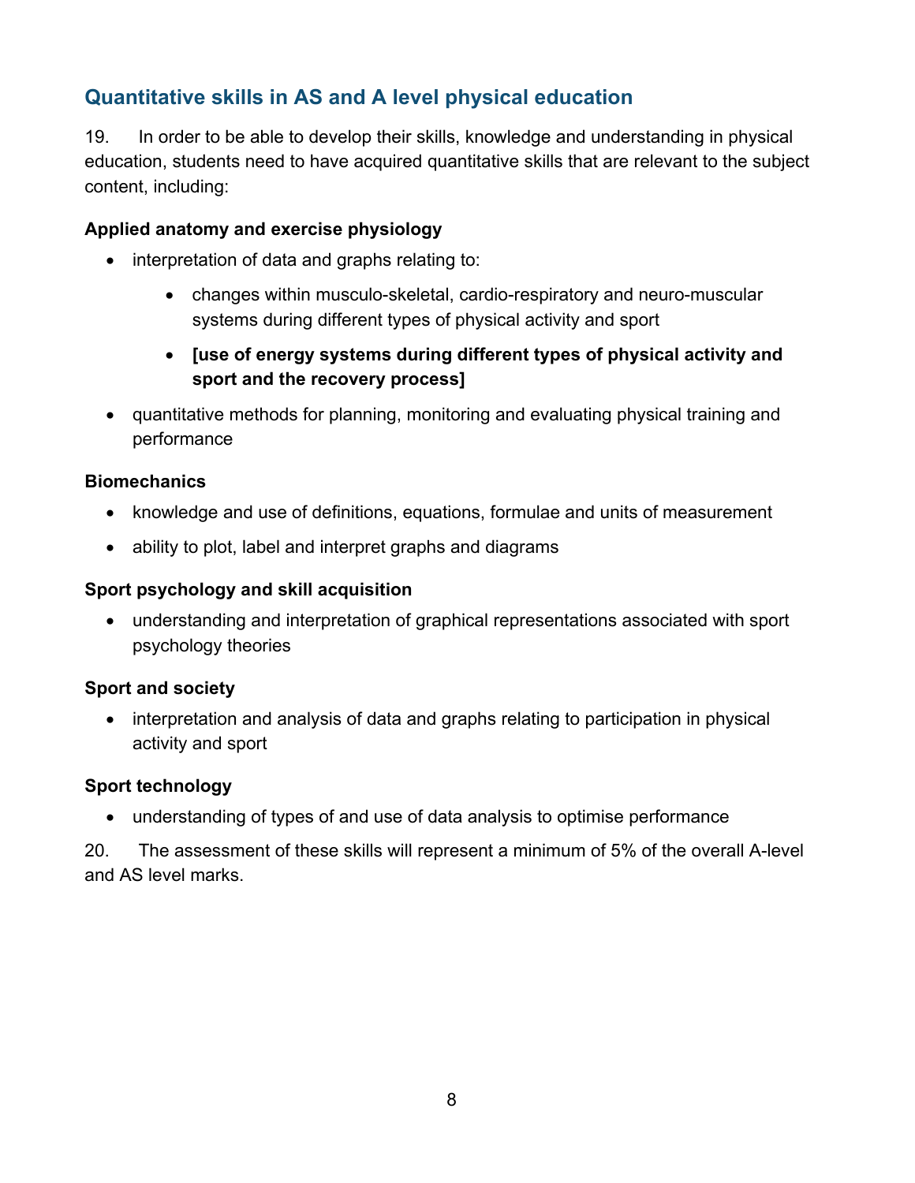## Quantitative skills in AS and A level physical education

19. In order to be able to develop their skills, knowledge and understanding in physical education, students need to have acquired quantitative skills that are relevant to the subject content, including:

**Applied anatomy and exercise physiology**

- interpretation of data and graphs relating to:
    - changes within musculo-skeletal, cardio-respiratory and neuro-muscular systems during different types of physical activity and sport
    - **[use of energy systems during different types of physical activity and sport and the recovery process]**
- quantitative methods for planning, monitoring and evaluating physical training and performance

**Biomechanics**

- knowledge and use of definitions, equations, formulae and units of measurement
- ability to plot, label and interpret graphs and diagrams

**Sport psychology and skill acquisition**

- understanding and interpretation of graphical representations associated with sport psychology theories

**Sport and society**

- interpretation and analysis of data and graphs relating to participation in physical activity and sport

**Sport technology**

- understanding of types of and use of data analysis to optimise performance

20. The assessment of these skills will represent a minimum of 5% of the overall A-level and AS level marks.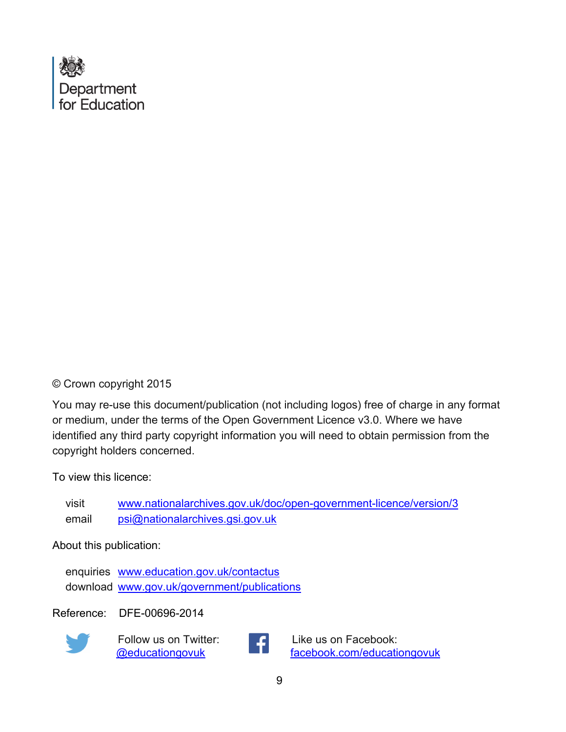Department for Education

© Crown copyright 2015

You may re-use this document/publication (not including logos) free of charge in any format or medium, under the terms of the Open Government Licence v3.0. Where we have identified any third party copyright information you will need to obtain permission from the copyright holders concerned.

To view this licence:

visit www.nationalarchives.gov.uk/doc/open-government-licence/version/3
email psi@nationalarchives.gsi.gov.uk

About this publication:

enquiries www.education.gov.uk/contactus
download www.gov.uk/government/publications

Reference: DFE-00696-2014

Follow us on Twitter: @educationgovuk

Like us on Facebook: facebook.com/educationgovuk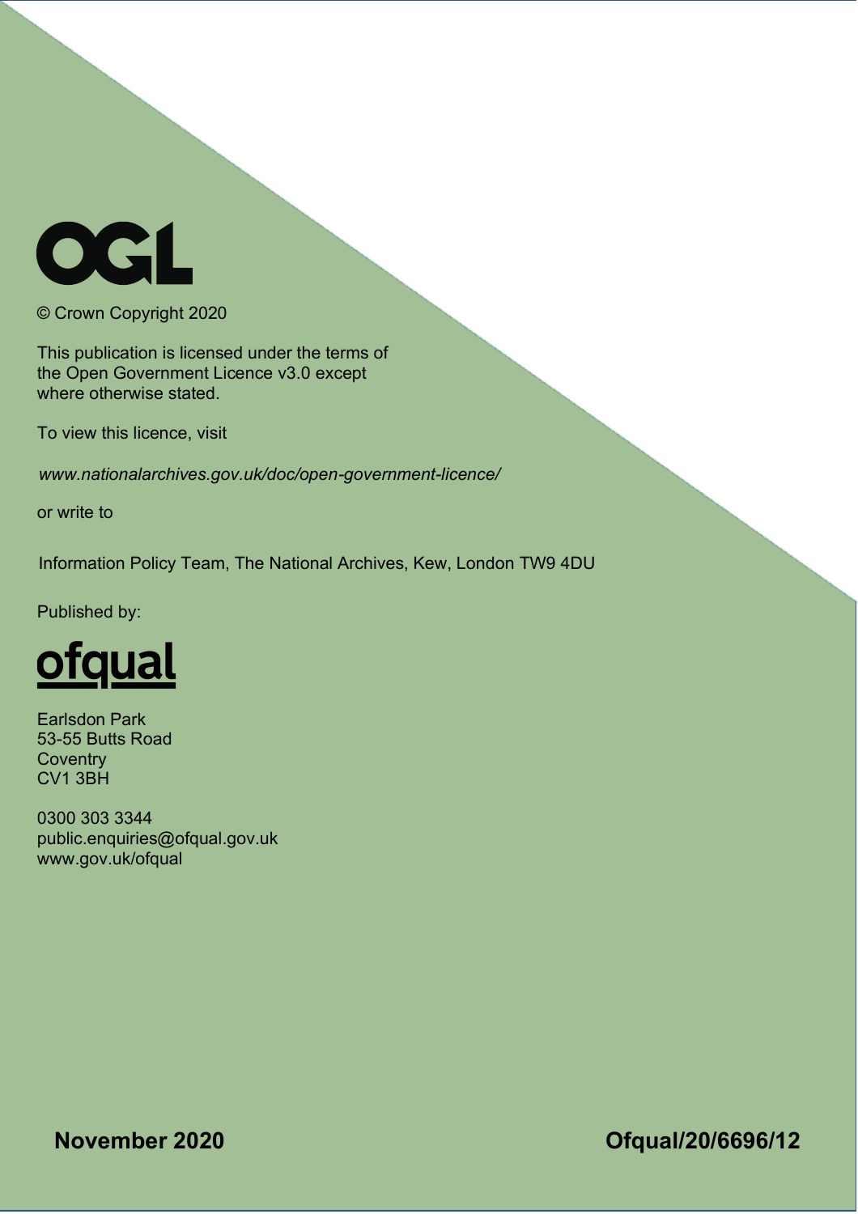OGL

© Crown Copyright 2020

This publication is licensed under the terms of the Open Government Licence v3.0 except where otherwise stated.

To view this licence, visit

*www.nationalarchives.gov.uk/doc/open-government-licence/*

or write to

Information Policy Team, The National Archives, Kew, London TW9 4DU

Published by:

ofqual

Earlsdon Park
53-55 Butts Road
Coventry
CV1 3BH

0300 303 3344
public.enquiries@ofqual.gov.uk
www.gov.uk/ofqual

**November 2020** **Ofqual/20/6696/12**